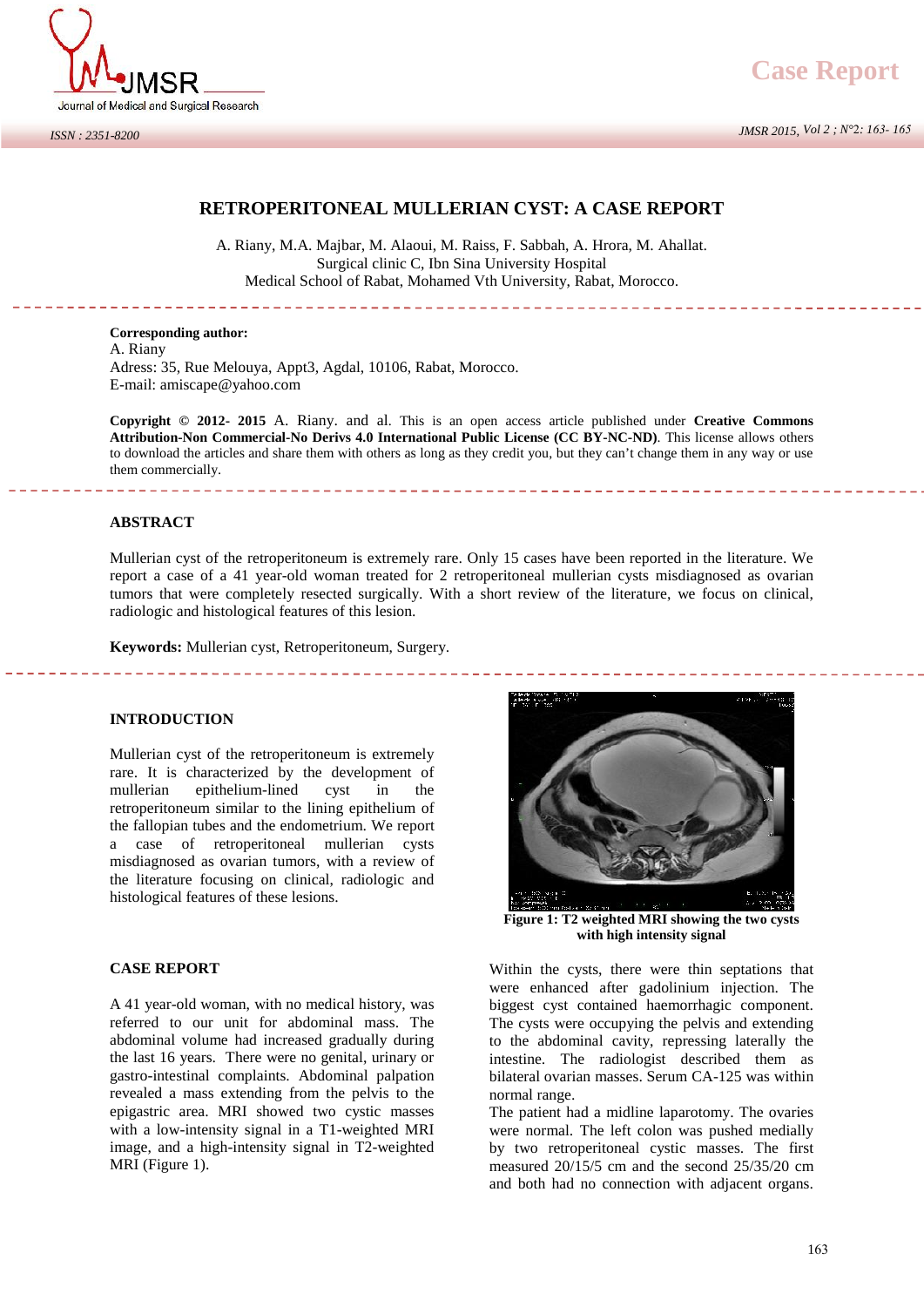# RETROPERITONEAL MULLERIAN CYST: A CASE REPORT

A. Riany, M.A. Majbar, M. Alaoui, M. Raiss, F. Sabbah, A. Hrora, M. Ahallat.
Surgical clinic C, Ibn Sina University Hospital
Medical School of Rabat, Mohamed Vth University, Rabat, Morocco.

**Corresponding author:**
A. Riany
Adress: 35, Rue Melouya, Appt3, Agdal, 10106, Rabat, Morocco.
E-mail: amiscape@yahoo.com

**Copyright © 2012- 2015** A. Riany. and al. This is an open access article published under **Creative Commons Attribution-Non Commercial-No Derivs 4.0 International Public License (CC BY-NC-ND)**. This license allows others to download the articles and share them with others as long as they credit you, but they can't change them in any way or use them commercially.

## ABSTRACT

Mullerian cyst of the retroperitoneum is extremely rare. Only 15 cases have been reported in the literature. We report a case of a 41 year-old woman treated for 2 retroperitoneal mullerian cysts misdiagnosed as ovarian tumors that were completely resected surgically. With a short review of the literature, we focus on clinical, radiologic and histological features of this lesion.

**Keywords:** Mullerian cyst, Retroperitoneum, Surgery.

## INTRODUCTION

Mullerian cyst of the retroperitoneum is extremely rare. It is characterized by the development of mullerian epithelium-lined cyst in the retroperitoneum similar to the lining epithelium of the fallopian tubes and the endometrium. We report a case of retroperitoneal mullerian cysts misdiagnosed as ovarian tumors, with a review of the literature focusing on clinical, radiologic and histological features of these lesions.

## CASE REPORT

A 41 year-old woman, with no medical history, was referred to our unit for abdominal mass. The abdominal volume had increased gradually during the last 16 years. There were no genital, urinary or gastro-intestinal complaints. Abdominal palpation revealed a mass extending from the pelvis to the epigastric area. MRI showed two cystic masses with a low-intensity signal in a T1-weighted MRI image, and a high-intensity signal in T2-weighted MRI (Figure 1).

**Figure 1: T2 weighted MRI showing the two cysts with high intensity signal**

Within the cysts, there were thin septations that were enhanced after gadolinium injection. The biggest cyst contained haemorrhagic component. The cysts were occupying the pelvis and extending to the abdominal cavity, repressing laterally the intestine. The radiologist described them as bilateral ovarian masses. Serum CA-125 was within normal range.

The patient had a midline laparotomy. The ovaries were normal. The left colon was pushed medially by two retroperitoneal cystic masses. The first measured 20/15/5 cm and the second 25/35/20 cm and both had no connection with adjacent organs.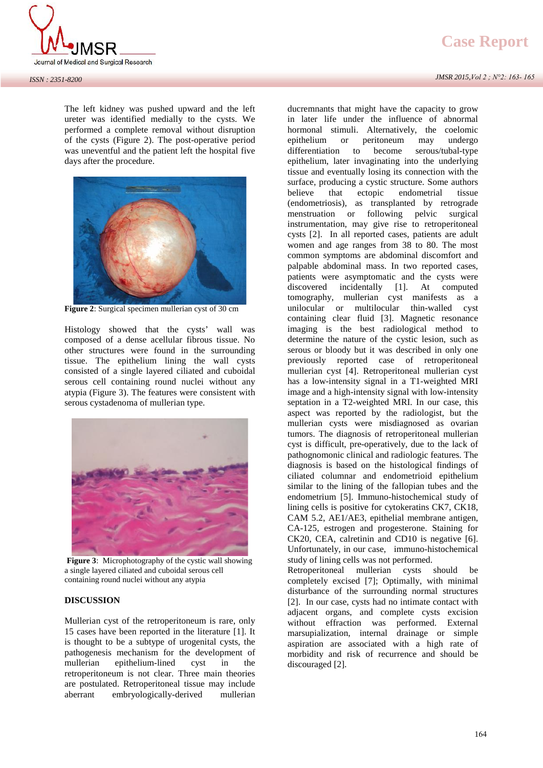The left kidney was pushed upward and the left ureter was identified medially to the cysts. We performed a complete removal without disruption of the cysts (Figure 2). The post-operative period was uneventful and the patient left the hospital five days after the procedure.

**Figure 2**: Surgical specimen mullerian cyst of 30 cm

Histology showed that the cysts' wall was composed of a dense acellular fibrous tissue. No other structures were found in the surrounding tissue. The epithelium lining the wall cysts consisted of a single layered ciliated and cuboidal serous cell containing round nuclei without any atypia (Figure 3). The features were consistent with serous cystadenoma of mullerian type.

**Figure 3**: Microphotography of the cystic wall showing a single layered ciliated and cuboidal serous cell containing round nuclei without any atypia

## DISCUSSION

Mullerian cyst of the retroperitoneum is rare, only 15 cases have been reported in the literature [1]. It is thought to be a subtype of urogenital cysts, the pathogenesis mechanism for the development of mullerian epithelium-lined cyst in the retroperitoneum is not clear. Three main theories are postulated. Retroperitoneal tissue may include aberrant embryologically-derived mullerian ducremnants that might have the capacity to grow in later life under the influence of abnormal hormonal stimuli. Alternatively, the coelomic epithelium or peritoneum may undergo differentiation to become serous/tubal-type epithelium, later invaginating into the underlying tissue and eventually losing its connection with the surface, producing a cystic structure. Some authors believe that ectopic endometrial tissue (endometriosis), as transplanted by retrograde menstruation or following pelvic surgical instrumentation, may give rise to retroperitoneal cysts [2]. In all reported cases, patients are adult women and age ranges from 38 to 80. The most common symptoms are abdominal discomfort and palpable abdominal mass. In two reported cases, patients were asymptomatic and the cysts were discovered incidentally [1]. At computed tomography, mullerian cyst manifests as a unilocular or multilocular thin-walled cyst containing clear fluid [3]. Magnetic resonance imaging is the best radiological method to determine the nature of the cystic lesion, such as serous or bloody but it was described in only one previously reported case of retroperitoneal mullerian cyst [4]. Retroperitoneal mullerian cyst has a low-intensity signal in a T1-weighted MRI image and a high-intensity signal with low-intensity septation in a T2-weighted MRI. In our case, this aspect was reported by the radiologist, but the mullerian cysts were misdiagnosed as ovarian tumors. The diagnosis of retroperitoneal mullerian cyst is difficult, pre-operatively, due to the lack of pathognomonic clinical and radiologic features. The diagnosis is based on the histological findings of ciliated columnar and endometrioid epithelium similar to the lining of the fallopian tubes and the endometrium [5]. Immuno-histochemical study of lining cells is positive for cytokeratins CK7, CK18, CAM 5.2, AE1/AE3, epithelial membrane antigen, CA-125, estrogen and progesterone. Staining for CK20, CEA, calretinin and CD10 is negative [6]. Unfortunately, in our case, immuno-histochemical study of lining cells was not performed.

Retroperitoneal mullerian cysts should be completely excised [7]; Optimally, with minimal disturbance of the surrounding normal structures [2]. In our case, cysts had no intimate contact with adjacent organs, and complete cysts excision without effraction was performed. External marsupialization, internal drainage or simple aspiration are associated with a high rate of morbidity and risk of recurrence and should be discouraged [2].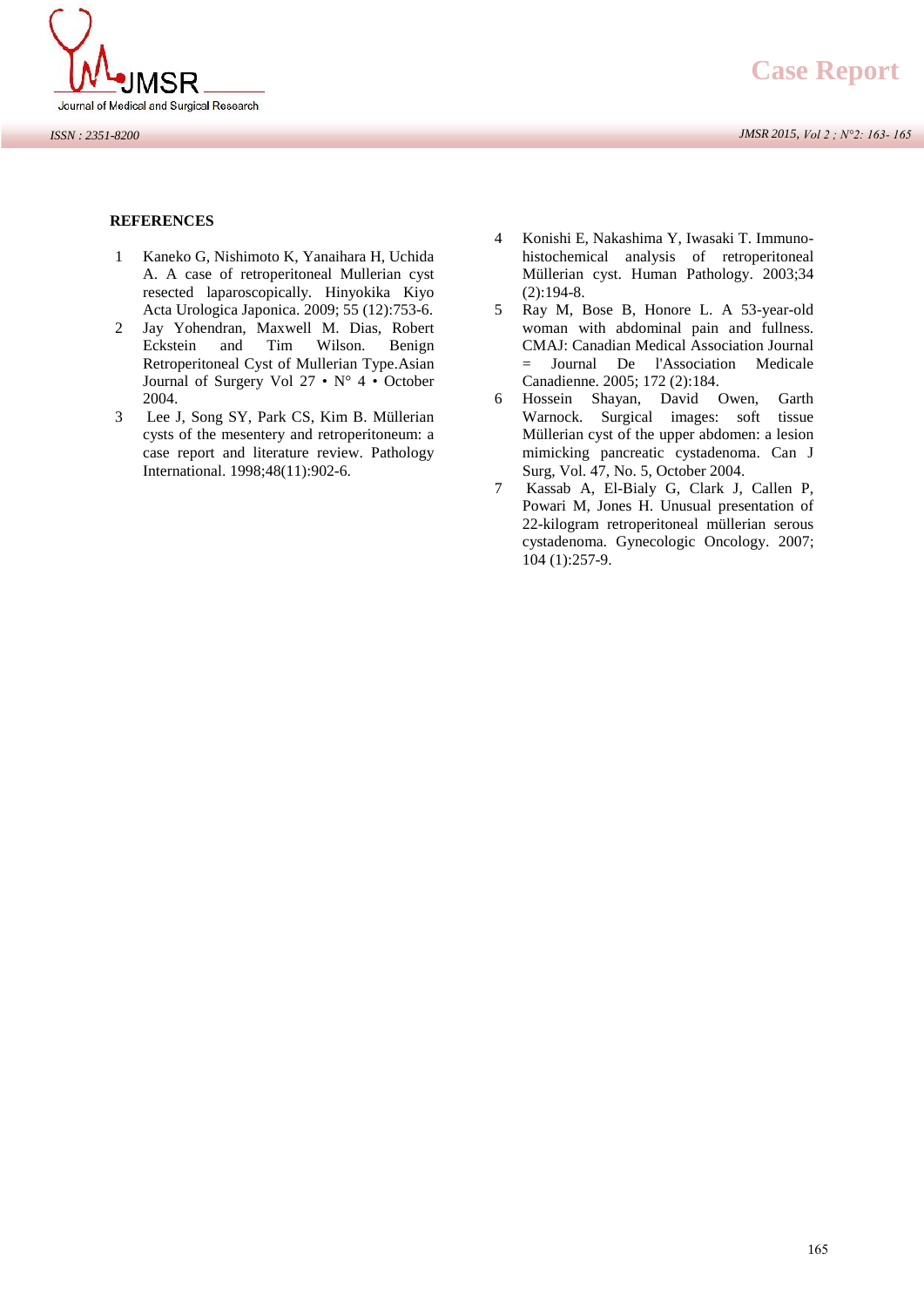## REFERENCES

1. Kaneko G, Nishimoto K, Yanaihara H, Uchida A. A case of retroperitoneal Mullerian cyst resected laparoscopically. Hinyokika Kiyo Acta Urologica Japonica. 2009; 55 (12):753-6.
2. Jay Yohendran, Maxwell M. Dias, Robert Eckstein and Tim Wilson. Benign Retroperitoneal Cyst of Mullerian Type.Asian Journal of Surgery Vol 27 • N° 4 • October 2004.
3. Lee J, Song SY, Park CS, Kim B. Müllerian cysts of the mesentery and retroperitoneum: a case report and literature review. Pathology International. 1998;48(11):902-6.
4. Konishi E, Nakashima Y, Iwasaki T. Immuno-histochemical analysis of retroperitoneal Müllerian cyst. Human Pathology. 2003;34 (2):194-8.
5. Ray M, Bose B, Honore L. A 53-year-old woman with abdominal pain and fullness. CMAJ: Canadian Medical Association Journal = Journal De l'Association Medicale Canadienne. 2005; 172 (2):184.
6. Hossein Shayan, David Owen, Garth Warnock. Surgical images: soft tissue Müllerian cyst of the upper abdomen: a lesion mimicking pancreatic cystadenoma. Can J Surg, Vol. 47, No. 5, October 2004.
7. Kassab A, El-Bialy G, Clark J, Callen P, Powari M, Jones H. Unusual presentation of 22-kilogram retroperitoneal müllerian serous cystadenoma. Gynecologic Oncology. 2007; 104 (1):257-9.